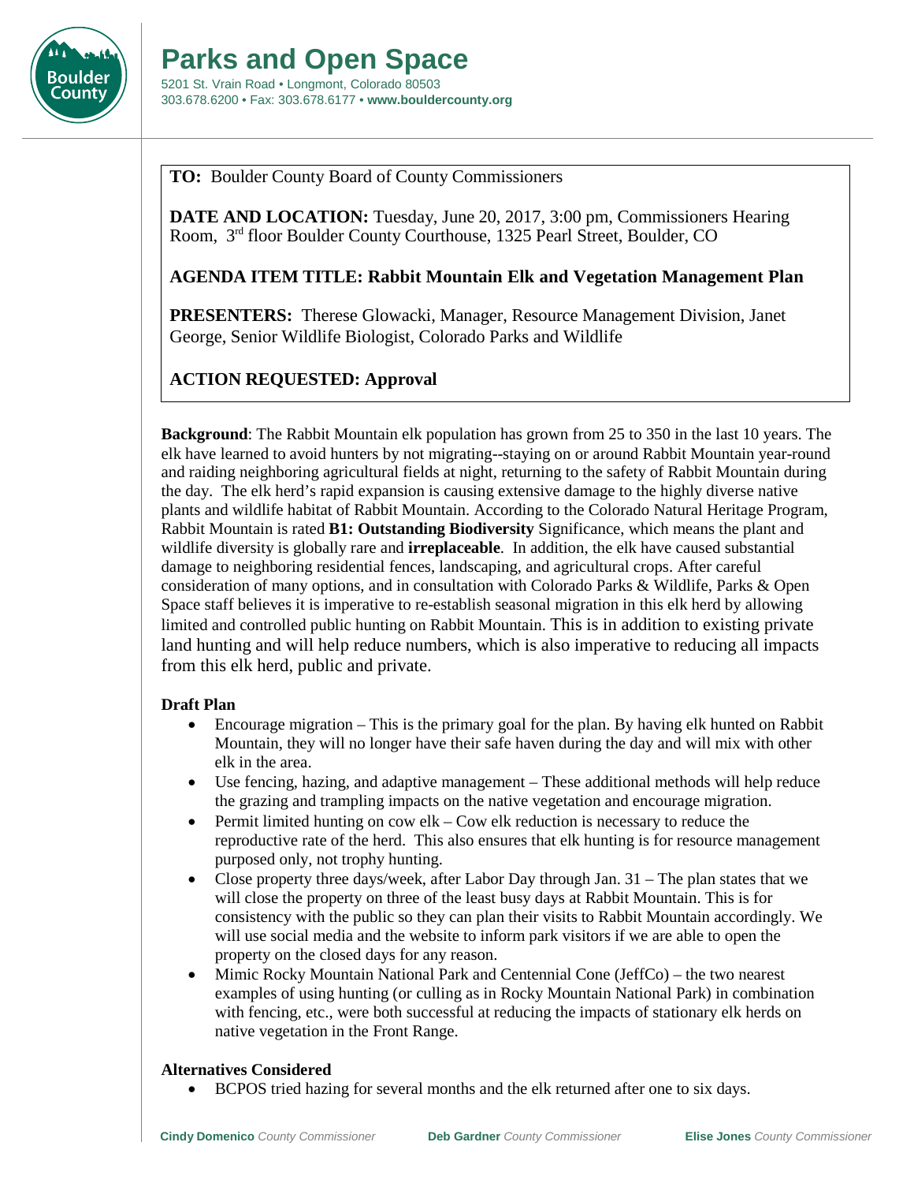# Parks and Open Space

5201 St. Vrain Road • Longmont, Colorado 80503
303.678.6200 • Fax: 303.678.6177 • **www.bouldercounty.org**

**TO:** Boulder County Board of County Commissioners

**DATE AND LOCATION:** Tuesday, June 20, 2017, 3:00 pm, Commissioners Hearing Room, 3rd floor Boulder County Courthouse, 1325 Pearl Street, Boulder, CO

**AGENDA ITEM TITLE: Rabbit Mountain Elk and Vegetation Management Plan**

**PRESENTERS:** Therese Glowacki, Manager, Resource Management Division, Janet George, Senior Wildlife Biologist, Colorado Parks and Wildlife

**ACTION REQUESTED: Approval**

**Background**: The Rabbit Mountain elk population has grown from 25 to 350 in the last 10 years. The elk have learned to avoid hunters by not migrating--staying on or around Rabbit Mountain year-round and raiding neighboring agricultural fields at night, returning to the safety of Rabbit Mountain during the day. The elk herd's rapid expansion is causing extensive damage to the highly diverse native plants and wildlife habitat of Rabbit Mountain. According to the Colorado Natural Heritage Program, Rabbit Mountain is rated **B1: Outstanding Biodiversity** Significance, which means the plant and wildlife diversity is globally rare and **irreplaceable**. In addition, the elk have caused substantial damage to neighboring residential fences, landscaping, and agricultural crops. After careful consideration of many options, and in consultation with Colorado Parks & Wildlife, Parks & Open Space staff believes it is imperative to re-establish seasonal migration in this elk herd by allowing limited and controlled public hunting on Rabbit Mountain. This is in addition to existing private land hunting and will help reduce numbers, which is also imperative to reducing all impacts from this elk herd, public and private.

**Draft Plan**

- Encourage migration – This is the primary goal for the plan. By having elk hunted on Rabbit Mountain, they will no longer have their safe haven during the day and will mix with other elk in the area.
- Use fencing, hazing, and adaptive management – These additional methods will help reduce the grazing and trampling impacts on the native vegetation and encourage migration.
- Permit limited hunting on cow elk – Cow elk reduction is necessary to reduce the reproductive rate of the herd. This also ensures that elk hunting is for resource management purposed only, not trophy hunting.
- Close property three days/week, after Labor Day through Jan. 31 – The plan states that we will close the property on three of the least busy days at Rabbit Mountain. This is for consistency with the public so they can plan their visits to Rabbit Mountain accordingly. We will use social media and the website to inform park visitors if we are able to open the property on the closed days for any reason.
- Mimic Rocky Mountain National Park and Centennial Cone (JeffCo) – the two nearest examples of using hunting (or culling as in Rocky Mountain National Park) in combination with fencing, etc., were both successful at reducing the impacts of stationary elk herds on native vegetation in the Front Range.

**Alternatives Considered**

- BCPOS tried hazing for several months and the elk returned after one to six days.

**Cindy Domenico** *County Commissioner* **Deb Gardner** *County Commissioner* **Elise Jones** *County Commissioner*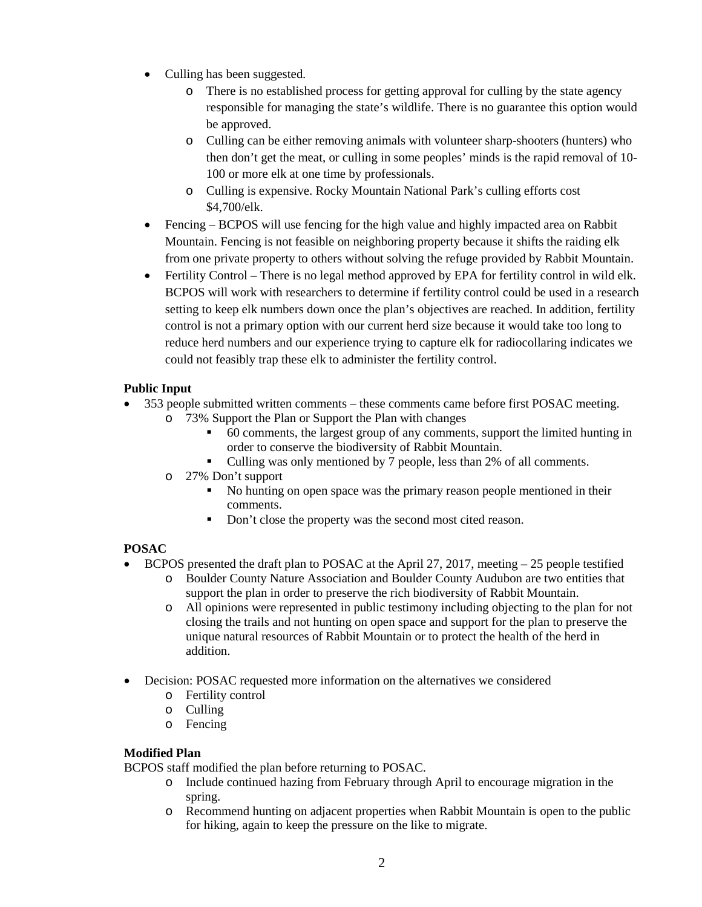- Culling has been suggested.
  - There is no established process for getting approval for culling by the state agency responsible for managing the state's wildlife. There is no guarantee this option would be approved.
  - Culling can be either removing animals with volunteer sharp-shooters (hunters) who then don't get the meat, or culling in some peoples' minds is the rapid removal of 10-100 or more elk at one time by professionals.
  - Culling is expensive. Rocky Mountain National Park's culling efforts cost $4,700/elk.
- Fencing – BCPOS will use fencing for the high value and highly impacted area on Rabbit Mountain. Fencing is not feasible on neighboring property because it shifts the raiding elk from one private property to others without solving the refuge provided by Rabbit Mountain.
- Fertility Control – There is no legal method approved by EPA for fertility control in wild elk. BCPOS will work with researchers to determine if fertility control could be used in a research setting to keep elk numbers down once the plan's objectives are reached. In addition, fertility control is not a primary option with our current herd size because it would take too long to reduce herd numbers and our experience trying to capture elk for radiocollaring indicates we could not feasibly trap these elk to administer the fertility control.

**Public Input**

- 353 people submitted written comments – these comments came before first POSAC meeting.
  - 73% Support the Plan or Support the Plan with changes
    - 60 comments, the largest group of any comments, support the limited hunting in order to conserve the biodiversity of Rabbit Mountain.
    - Culling was only mentioned by 7 people, less than 2% of all comments.
  - 27% Don't support
    - No hunting on open space was the primary reason people mentioned in their comments.
    - Don't close the property was the second most cited reason.

**POSAC**

- BCPOS presented the draft plan to POSAC at the April 27, 2017, meeting – 25 people testified
  - Boulder County Nature Association and Boulder County Audubon are two entities that support the plan in order to preserve the rich biodiversity of Rabbit Mountain.
  - All opinions were represented in public testimony including objecting to the plan for not closing the trails and not hunting on open space and support for the plan to preserve the unique natural resources of Rabbit Mountain or to protect the health of the herd in addition.

- Decision: POSAC requested more information on the alternatives we considered
  - Fertility control
  - Culling
  - Fencing

**Modified Plan**

BCPOS staff modified the plan before returning to POSAC.

- Include continued hazing from February through April to encourage migration in the spring.
- Recommend hunting on adjacent properties when Rabbit Mountain is open to the public for hiking, again to keep the pressure on the like to migrate.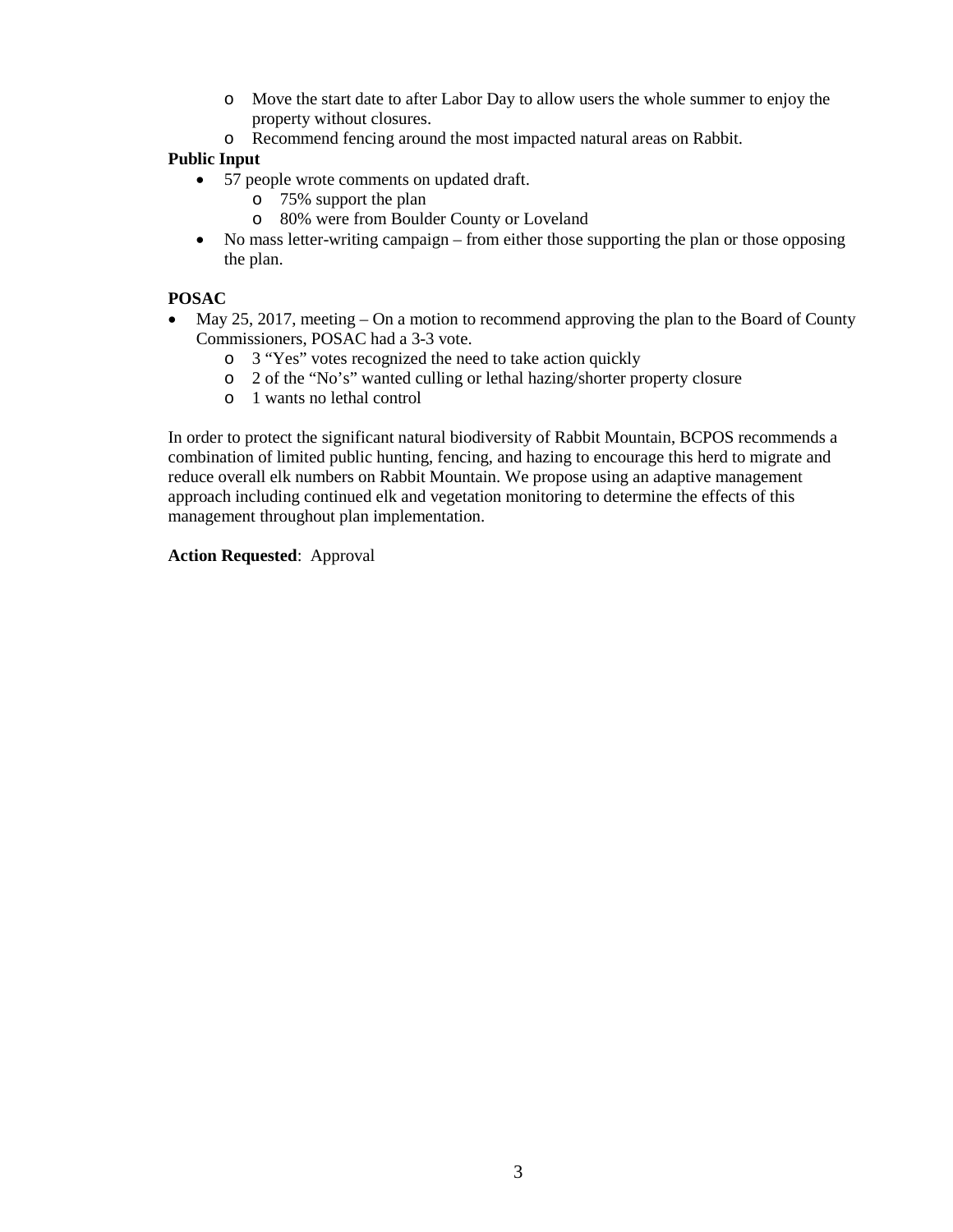- Move the start date to after Labor Day to allow users the whole summer to enjoy the property without closures.
  - Recommend fencing around the most impacted natural areas on Rabbit.

**Public Input**

- 57 people wrote comments on updated draft.
  - 75% support the plan
  - 80% were from Boulder County or Loveland
- No mass letter-writing campaign – from either those supporting the plan or those opposing the plan.

**POSAC**

- May 25, 2017, meeting – On a motion to recommend approving the plan to the Board of County Commissioners, POSAC had a 3-3 vote.
  - 3 "Yes" votes recognized the need to take action quickly
  - 2 of the "No's" wanted culling or lethal hazing/shorter property closure
  - 1 wants no lethal control

In order to protect the significant natural biodiversity of Rabbit Mountain, BCPOS recommends a combination of limited public hunting, fencing, and hazing to encourage this herd to migrate and reduce overall elk numbers on Rabbit Mountain. We propose using an adaptive management approach including continued elk and vegetation monitoring to determine the effects of this management throughout plan implementation.

**Action Requested**: Approval